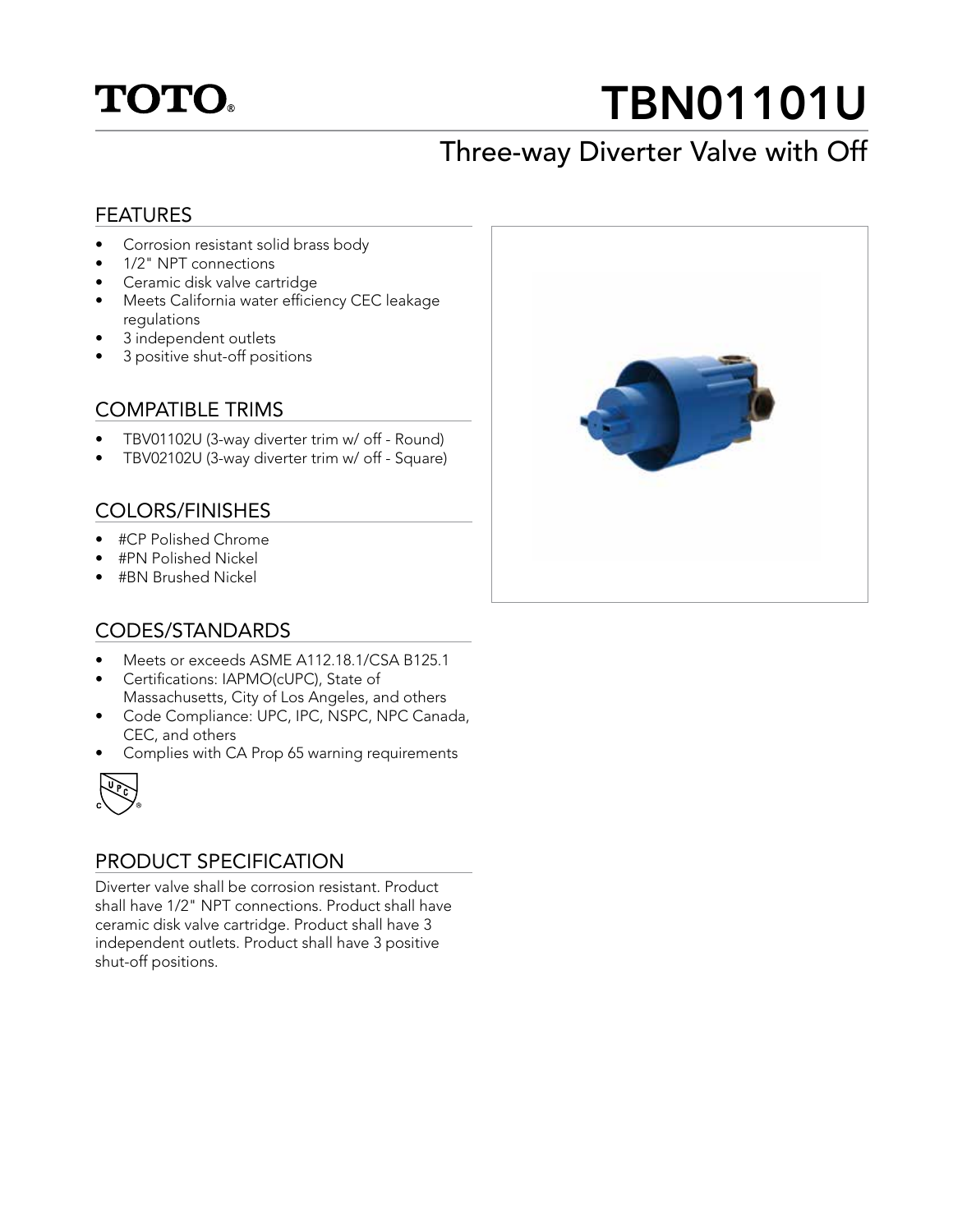TOTO®

# TBN01101U

## Three-way Diverter Valve with Off

### FEATURES

- Corrosion resistant solid brass body
- 1/2" NPT connections
- Ceramic disk valve cartridge
- Meets California water efficiency CEC leakage regulations
- 3 independent outlets
- 3 positive shut-off positions

### COMPATIBLE TRIMS

- TBV01102U (3-way diverter trim w/ off - Round)
- TBV02102U (3-way diverter trim w/ off - Square)

### COLORS/FINISHES

- #CP Polished Chrome
- #PN Polished Nickel
- #BN Brushed Nickel

### CODES/STANDARDS

- Meets or exceeds ASME A112.18.1/CSA B125.1
- Certifications: IAPMO(cUPC), State of Massachusetts, City of Los Angeles, and others
- Code Compliance: UPC, IPC, NSPC, NPC Canada, CEC, and others
- Complies with CA Prop 65 warning requirements

### PRODUCT SPECIFICATION

Diverter valve shall be corrosion resistant. Product shall have 1/2" NPT connections. Product shall have ceramic disk valve cartridge. Product shall have 3 independent outlets. Product shall have 3 positive shut-off positions.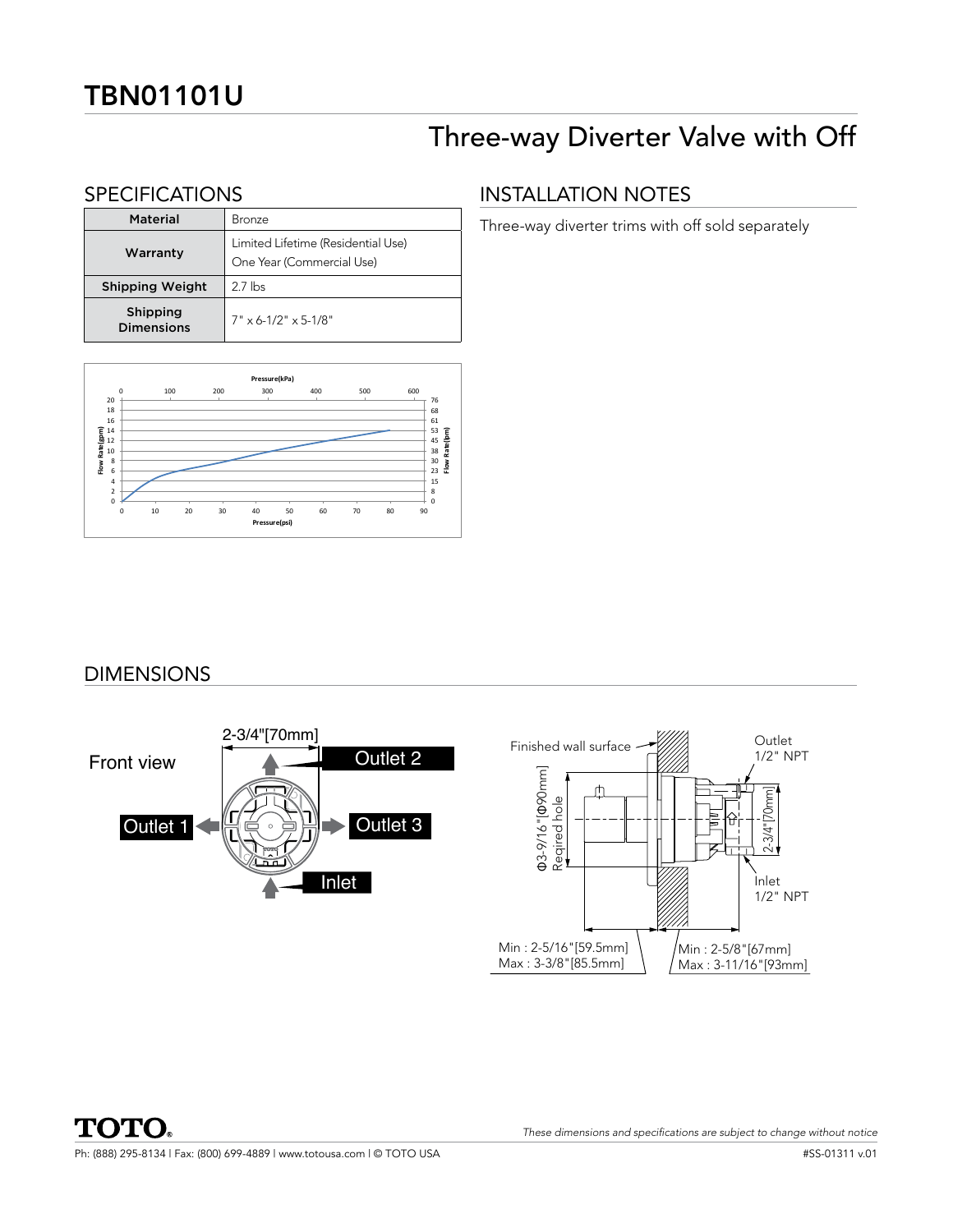# TBN01101U

## Three-way Diverter Valve with Off

## SPECIFICATIONS

| | |
|---|---|
| **Material** | Bronze |
| **Warranty** | Limited Lifetime (Residential Use)<br>One Year (Commercial Use) |
| **Shipping Weight** | 2.7 lbs |
| **Shipping Dimensions** | 7" x 6-1/2" x 5-1/8" |

Pressure(kPa)
0 100 200 300 400 500 600
Flow Rate(gpm)
20 18 16 14 12 10 8 6 4 2 0
Flow Rate(lpm)
76 68 61 53 45 38 30 23 15 8 0
0 10 20 30 40 50 60 70 80 90
Pressure(psi)

## INSTALLATION NOTES

Three-way diverter trims with off sold separately

## DIMENSIONS

Front view
2-3/4"[70mm]
Outlet 2
Outlet 1
Outlet 3
Inlet

Finished wall surface
Outlet
1/2" NPT
Φ3-9/16"[Φ90mm]
Reqired hole
2-3/4"[70mm]
Inlet
1/2" NPT
Min : 2-5/16"[59.5mm]
Max : 3-3/8"[85.5mm]
Min : 2-5/8"[67mm]
Max : 3-11/16"[93mm]

*These dimensions and specifications are subject to change without notice*

Ph: (888) 295-8134 | Fax: (800) 699-4889 | www.totousa.com | © TOTO USA

#SS-01311 v.01